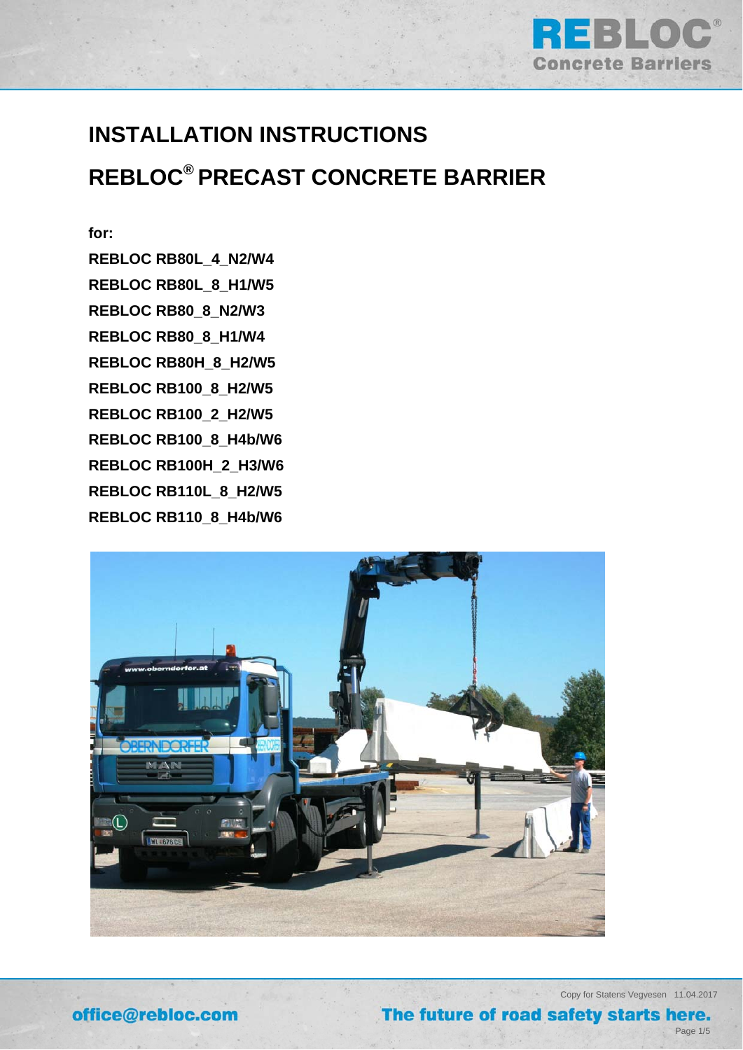# INSTALLATION INSTRUCTIONS

# REBLOC® PRECAST CONCRETE BARRIER

**for:**

**REBLOC RB80L_4_N2/W4**
**REBLOC RB80L_8_H1/W5**
**REBLOC RB80_8_N2/W3**
**REBLOC RB80_8_H1/W4**
**REBLOC RB80H_8_H2/W5**
**REBLOC RB100_8_H2/W5**
**REBLOC RB100_2_H2/W5**
**REBLOC RB100_8_H4b/W6**
**REBLOC RB100H_2_H3/W6**
**REBLOC RB110L_8_H2/W5**
**REBLOC RB110_8_H4b/W6**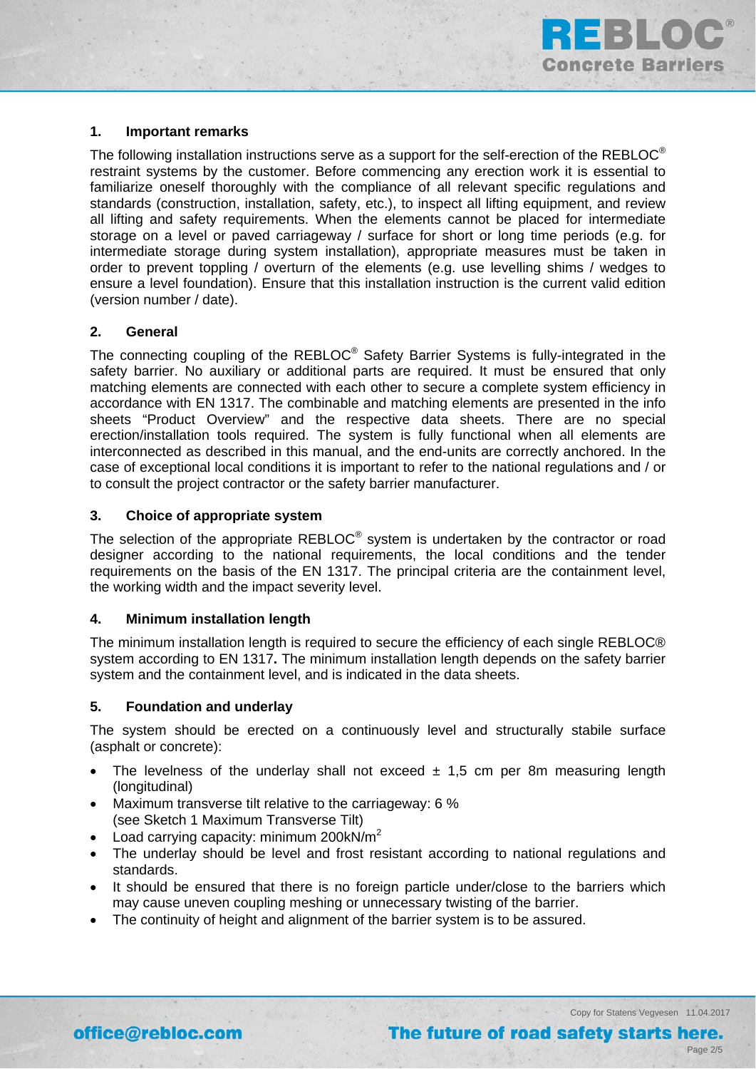## 1. Important remarks

The following installation instructions serve as a support for the self-erection of the REBLOC® restraint systems by the customer. Before commencing any erection work it is essential to familiarize oneself thoroughly with the compliance of all relevant specific regulations and standards (construction, installation, safety, etc.), to inspect all lifting equipment, and review all lifting and safety requirements. When the elements cannot be placed for intermediate storage on a level or paved carriageway / surface for short or long time periods (e.g. for intermediate storage during system installation), appropriate measures must be taken in order to prevent toppling / overturn of the elements (e.g. use levelling shims / wedges to ensure a level foundation). Ensure that this installation instruction is the current valid edition (version number / date).

## 2. General

The connecting coupling of the REBLOC® Safety Barrier Systems is fully-integrated in the safety barrier. No auxiliary or additional parts are required. It must be ensured that only matching elements are connected with each other to secure a complete system efficiency in accordance with EN 1317. The combinable and matching elements are presented in the info sheets "Product Overview" and the respective data sheets. There are no special erection/installation tools required. The system is fully functional when all elements are interconnected as described in this manual, and the end-units are correctly anchored. In the case of exceptional local conditions it is important to refer to the national regulations and / or to consult the project contractor or the safety barrier manufacturer.

## 3. Choice of appropriate system

The selection of the appropriate REBLOC® system is undertaken by the contractor or road designer according to the national requirements, the local conditions and the tender requirements on the basis of the EN 1317. The principal criteria are the containment level, the working width and the impact severity level.

## 4. Minimum installation length

The minimum installation length is required to secure the efficiency of each single REBLOC® system according to EN 1317**.** The minimum installation length depends on the safety barrier system and the containment level, and is indicated in the data sheets.

## 5. Foundation and underlay

The system should be erected on a continuously level and structurally stabile surface (asphalt or concrete):

- The levelness of the underlay shall not exceed ± 1,5 cm per 8m measuring length (longitudinal)
- Maximum transverse tilt relative to the carriageway: 6 % (see Sketch 1 Maximum Transverse Tilt)
- Load carrying capacity: minimum 200kN/$m^2$
- The underlay should be level and frost resistant according to national regulations and standards.
- It should be ensured that there is no foreign particle under/close to the barriers which may cause uneven coupling meshing or unnecessary twisting of the barrier.
- The continuity of height and alignment of the barrier system is to be assured.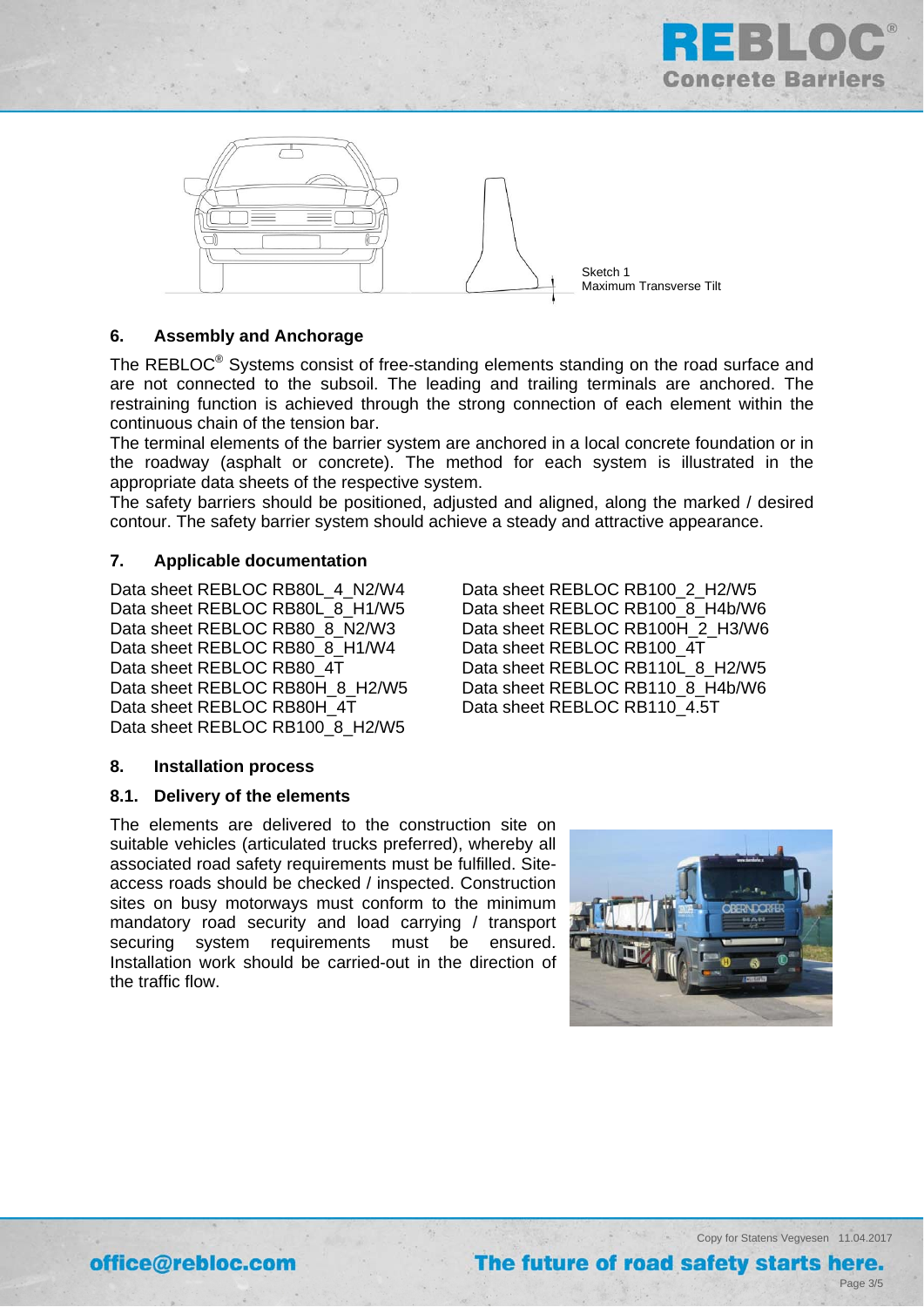Sketch 1
Maximum Transverse Tilt

### 6. Assembly and Anchorage

The REBLOC® Systems consist of free-standing elements standing on the road surface and are not connected to the subsoil. The leading and trailing terminals are anchored. The restraining function is achieved through the strong connection of each element within the continuous chain of the tension bar.
The terminal elements of the barrier system are anchored in a local concrete foundation or in the roadway (asphalt or concrete). The method for each system is illustrated in the appropriate data sheets of the respective system.
The safety barriers should be positioned, adjusted and aligned, along the marked / desired contour. The safety barrier system should achieve a steady and attractive appearance.

### 7. Applicable documentation

Data sheet REBLOC RB80L_4_N2/W4
Data sheet REBLOC RB80L_8_H1/W5
Data sheet REBLOC RB80_8_N2/W3
Data sheet REBLOC RB80_8_H1/W4
Data sheet REBLOC RB80_4T
Data sheet REBLOC RB80H_8_H2/W5
Data sheet REBLOC RB80H_4T
Data sheet REBLOC RB100_8_H2/W5
Data sheet REBLOC RB100_2_H2/W5
Data sheet REBLOC RB100_8_H4b/W6
Data sheet REBLOC RB100H_2_H3/W6
Data sheet REBLOC RB100_4T
Data sheet REBLOC RB110L_8_H2/W5
Data sheet REBLOC RB110_8_H4b/W6
Data sheet REBLOC RB110_4.5T

### 8. Installation process

#### 8.1. Delivery of the elements

The elements are delivered to the construction site on suitable vehicles (articulated trucks preferred), whereby all associated road safety requirements must be fulfilled. Site-access roads should be checked / inspected. Construction sites on busy motorways must conform to the minimum mandatory road security and load carrying / transport securing system requirements must be ensured. Installation work should be carried-out in the direction of the traffic flow.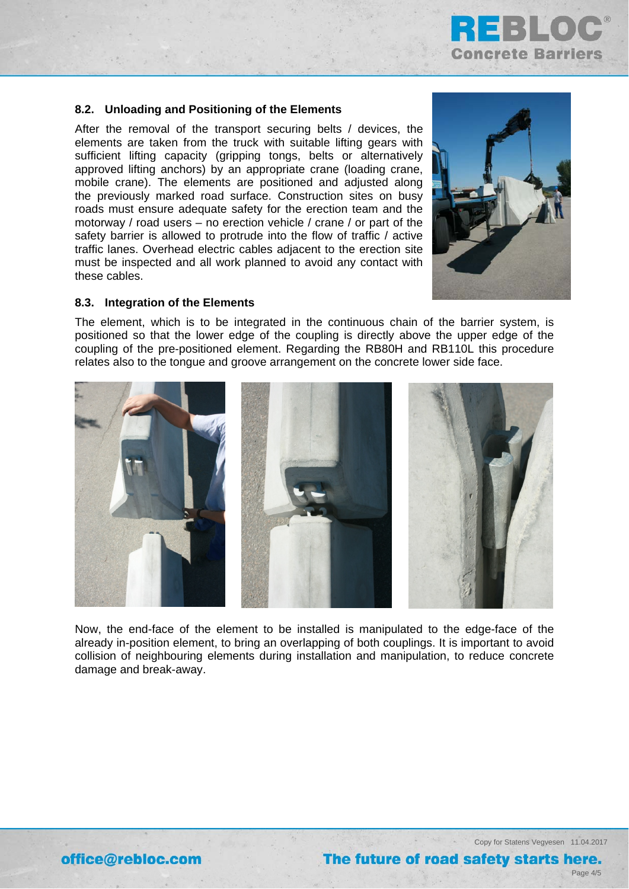## 8.2. Unloading and Positioning of the Elements

After the removal of the transport securing belts / devices, the elements are taken from the truck with suitable lifting gears with sufficient lifting capacity (gripping tongs, belts or alternatively approved lifting anchors) by an appropriate crane (loading crane, mobile crane). The elements are positioned and adjusted along the previously marked road surface. Construction sites on busy roads must ensure adequate safety for the erection team and the motorway / road users – no erection vehicle / crane / or part of the safety barrier is allowed to protrude into the flow of traffic / active traffic lanes. Overhead electric cables adjacent to the erection site must be inspected and all work planned to avoid any contact with these cables.

## 8.3. Integration of the Elements

The element, which is to be integrated in the continuous chain of the barrier system, is positioned so that the lower edge of the coupling is directly above the upper edge of the coupling of the pre-positioned element. Regarding the RB80H and RB110L this procedure relates also to the tongue and groove arrangement on the concrete lower side face.

Now, the end-face of the element to be installed is manipulated to the edge-face of the already in-position element, to bring an overlapping of both couplings. It is important to avoid collision of neighbouring elements during installation and manipulation, to reduce concrete damage and break-away.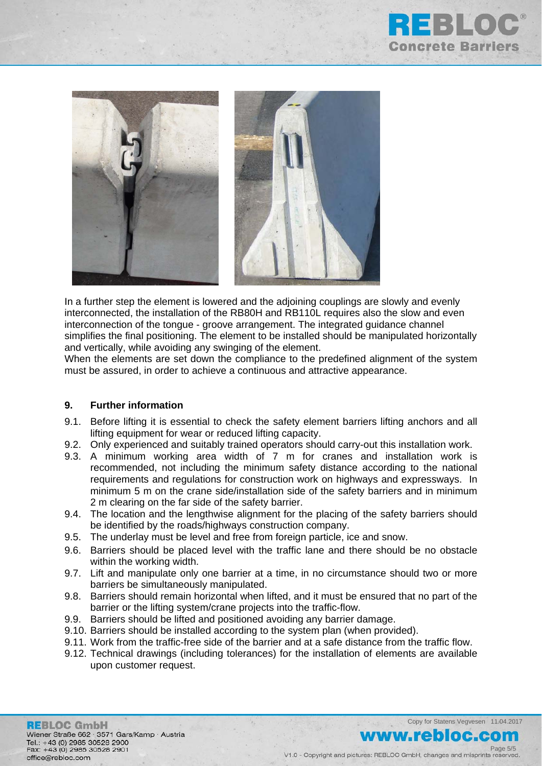In a further step the element is lowered and the adjoining couplings are slowly and evenly interconnected, the installation of the RB80H and RB110L requires also the slow and even interconnection of the tongue - groove arrangement. The integrated guidance channel simplifies the final positioning. The element to be installed should be manipulated horizontally and vertically, while avoiding any swinging of the element.
When the elements are set down the compliance to the predefined alignment of the system must be assured, in order to achieve a continuous and attractive appearance.

## 9. Further information

9.1. Before lifting it is essential to check the safety element barriers lifting anchors and all lifting equipment for wear or reduced lifting capacity.

9.2. Only experienced and suitably trained operators should carry-out this installation work.

9.3. A minimum working area width of 7 m for cranes and installation work is recommended, not including the minimum safety distance according to the national requirements and regulations for construction work on highways and expressways. In minimum 5 m on the crane side/installation side of the safety barriers and in minimum 2 m clearing on the far side of the safety barrier.

9.4. The location and the lengthwise alignment for the placing of the safety barriers should be identified by the roads/highways construction company.

9.5. The underlay must be level and free from foreign particle, ice and snow.

9.6. Barriers should be placed level with the traffic lane and there should be no obstacle within the working width.

9.7. Lift and manipulate only one barrier at a time, in no circumstance should two or more barriers be simultaneously manipulated.

9.8. Barriers should remain horizontal when lifted, and it must be ensured that no part of the barrier or the lifting system/crane projects into the traffic-flow.

9.9. Barriers should be lifted and positioned avoiding any barrier damage.

9.10. Barriers should be installed according to the system plan (when provided).

9.11. Work from the traffic-free side of the barrier and at a safe distance from the traffic flow.

9.12. Technical drawings (including tolerances) for the installation of elements are available upon customer request.